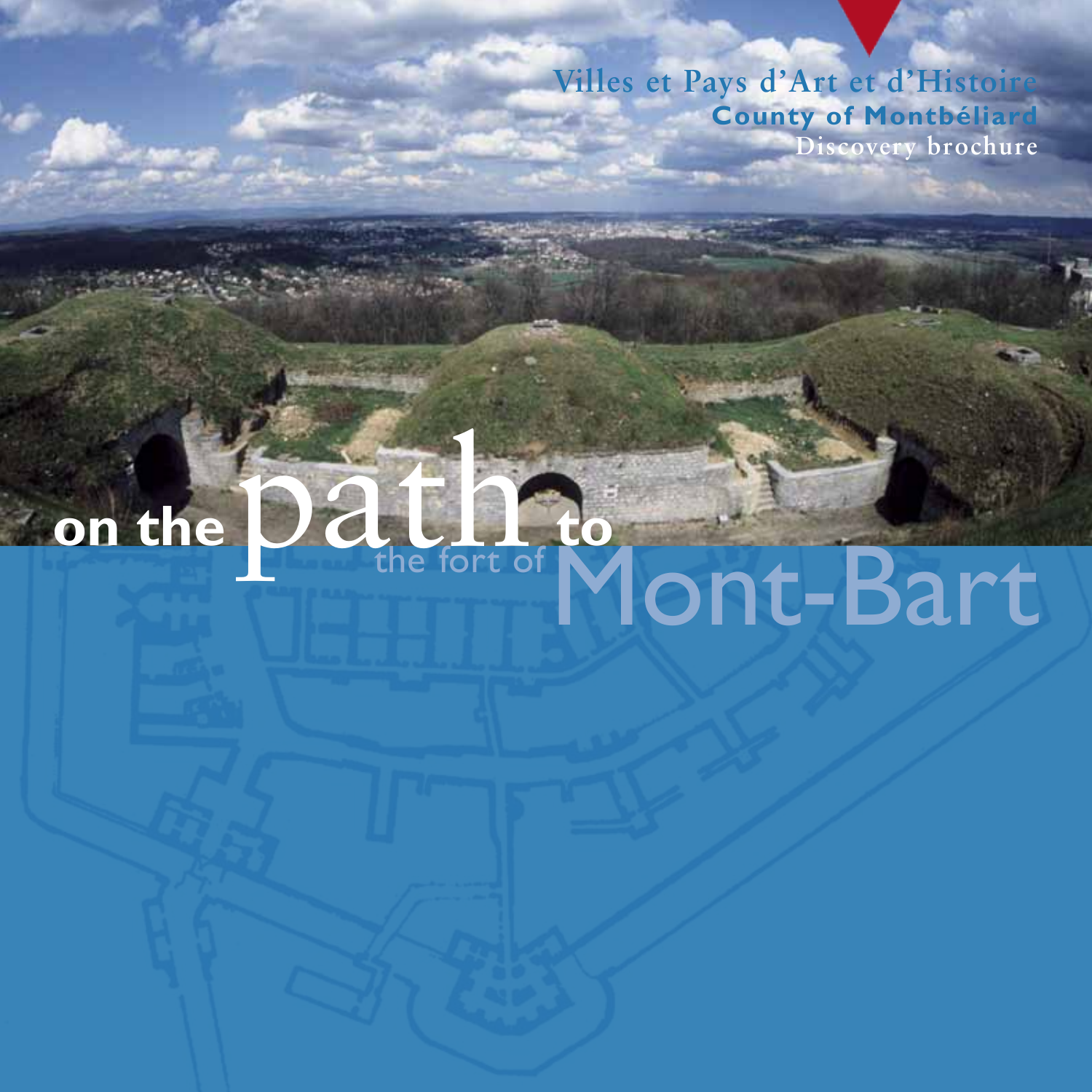Villes et Pays d'Art et d'Histoire

**County of Montbéliard**

Discovery brochure

# on the path to the fort of Mont-Bart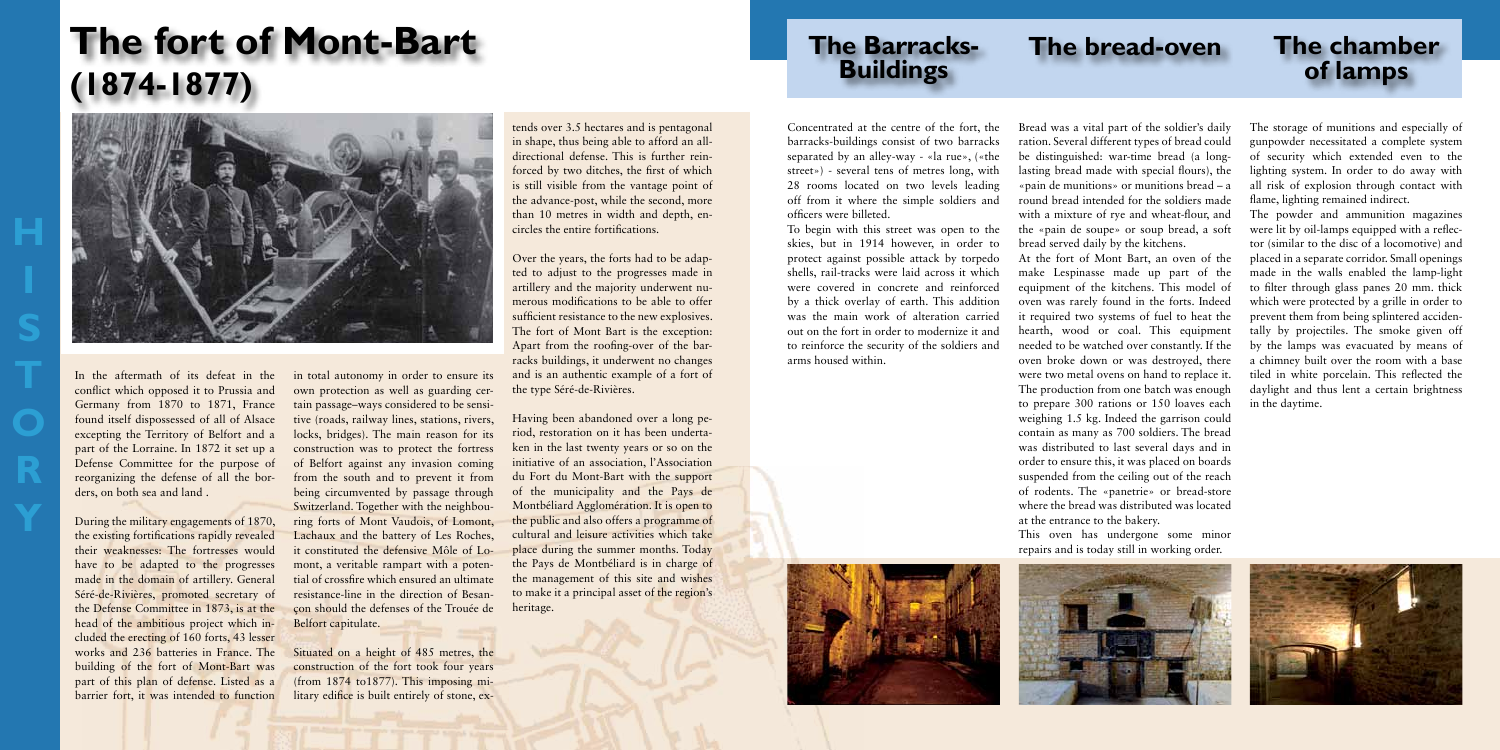# The fort of Mont-Bart (1874-1877)

HISTORY

In the aftermath of its defeat in the conflict which opposed it to Prussia and Germany from 1870 to 1871, France found itself dispossessed of all of Alsace excepting the Territory of Belfort and a part of the Lorraine. In 1872 it set up a Defense Committee for the purpose of reorganizing the defense of all the borders, on both sea and land .

During the military engagements of 1870, the existing fortifications rapidly revealed their weaknesses: The fortresses would have to be adapted to the progresses made in the domain of artillery. General Séré-de-Rivières, promoted secretary of the Defense Committee in 1873, is at the head of the ambitious project which included the erecting of 160 forts, 43 lesser works and 236 batteries in France. The building of the fort of Mont-Bart was part of this plan of defense. Listed as a barrier fort, it was intended to function in total autonomy in order to ensure its own protection as well as guarding certain passage–ways considered to be sensitive (roads, railway lines, stations, rivers, locks, bridges). The main reason for its construction was to protect the fortress of Belfort against any invasion coming from the south and to prevent it from being circumvented by passage through Switzerland. Together with the neighbouring forts of Mont Vaudois, of Lomont, Lachaux and the battery of Les Roches, it constituted the defensive Môle of Lomont, a veritable rampart with a potential of crossfire which ensured an ultimate resistance-line in the direction of Besançon should the defenses of the Trouée de Belfort capitulate.

Situated on a height of 485 metres, the construction of the fort took four years (from 1874 to1877). This imposing military edifice is built entirely of stone, extends over 3.5 hectares and is pentagonal in shape, thus being able to afford an all-directional defense. This is further reinforced by two ditches, the first of which is still visible from the vantage point of the advance-post, while the second, more than 10 metres in width and depth, encircles the entire fortifications.

Over the years, the forts had to be adapted to adjust to the progresses made in artillery and the majority underwent numerous modifications to be able to offer sufficient resistance to the new explosives. The fort of Mont Bart is the exception: Apart from the roofing-over of the barracks buildings, it underwent no changes and is an authentic example of a fort of the type Séré-de-Rivières.

Having been abandoned over a long period, restoration on it has been undertaken in the last twenty years or so on the initiative of an association, l'Association du Fort du Mont-Bart with the support of the municipality and the Pays de Montbéliard Agglomération. It is open to the public and also offers a programme of cultural and leisure activities which take place during the summer months. Today the Pays de Montbéliard is in charge of the management of this site and wishes to make it a principal asset of the region's heritage.

## The Barracks-Buildings

Concentrated at the centre of the fort, the barracks-buildings consist of two barracks separated by an alley-way - «la rue», («the street») - several tens of metres long, with 28 rooms located on two levels leading off from it where the simple soldiers and officers were billeted.

To begin with this street was open to the skies, but in 1914 however, in order to protect against possible attack by torpedo shells, rail-tracks were laid across it which were covered in concrete and reinforced by a thick overlay of earth. This addition was the main work of alteration carried out on the fort in order to modernize it and to reinforce the security of the soldiers and arms housed within.

## The bread-oven

Bread was a vital part of the soldier's daily ration. Several different types of bread could be distinguished: war-time bread (a long-lasting bread made with special flours), the «pain de munitions» or munitions bread – a round bread intended for the soldiers made with a mixture of rye and wheat-flour, and the «pain de soupe» or soup bread, a soft bread served daily by the kitchens.

At the fort of Mont Bart, an oven of the make Lespinasse made up part of the equipment of the kitchens. This model of oven was rarely found in the forts. Indeed it required two systems of fuel to heat the hearth, wood or coal. This equipment needed to be watched over constantly. If the oven broke down or was destroyed, there were two metal ovens on hand to replace it. The production from one batch was enough to prepare 300 rations or 150 loaves each weighing 1.5 kg. Indeed the garrison could contain as many as 700 soldiers. The bread was distributed to last several days and in order to ensure this, it was placed on boards suspended from the ceiling out of the reach of rodents. The «panetrie» or bread-store where the bread was distributed was located at the entrance to the bakery.

This oven has undergone some minor repairs and is today still in working order.

## The chamber of lamps

The storage of munitions and especially of gunpowder necessitated a complete system of security which extended even to the lighting system. In order to do away with all risk of explosion through contact with flame, lighting remained indirect.

The powder and ammunition magazines were lit by oil-lamps equipped with a reflector (similar to the disc of a locomotive) and placed in a separate corridor. Small openings made in the walls enabled the lamp-light to filter through glass panes 20 mm. thick which were protected by a grille in order to prevent them from being splintered accidentally by projectiles. The smoke given off by the lamps was evacuated by means of a chimney built over the room with a base tiled in white porcelain. This reflected the daylight and thus lent a certain brightness in the daytime.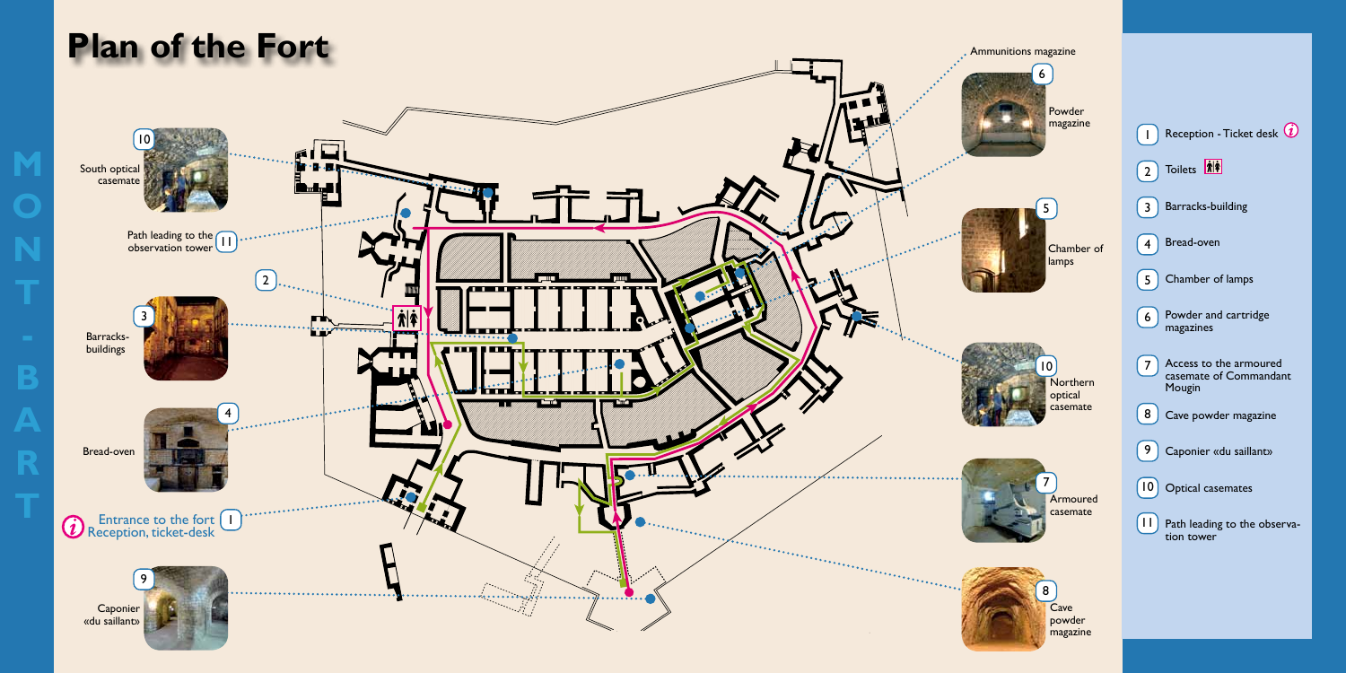# Plan of the Fort

MONT-BART

10 South optical casemate

11 Path leading to the observation tower

2

3 Barracks-buildings

4 Bread-oven

1 Entrance to the fort
Reception, ticket-desk

9 Caponier «du saillant»

Ammunitions magazine

6 Powder magazine

5 Chamber of lamps

10 Northern optical casemate

7 Armoured casemate

8 Cave powder magazine

1. Reception - Ticket desk
2. Toilets
3. Barracks-building
4. Bread-oven
5. Chamber of lamps
6. Powder and cartridge magazines
7. Access to the armoured casemate of Commandant Mougin
8. Cave powder magazine
9. Caponier «du saillant»
10. Optical casemates
11. Path leading to the observation tower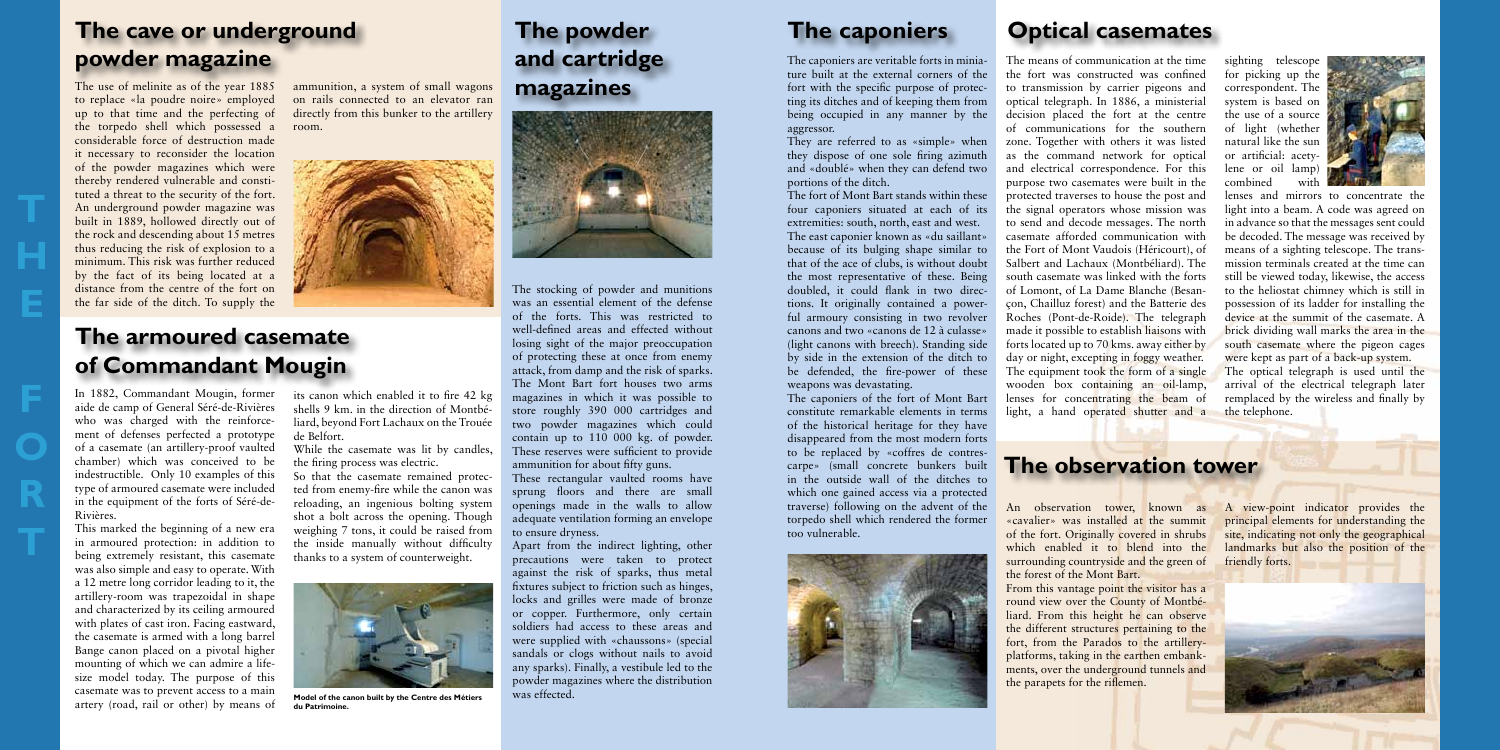## The cave or underground powder magazine

The use of melinite as of the year 1885 to replace «la poudre noire» employed up to that time and the perfecting of the torpedo shell which possessed a considerable force of destruction made it necessary to reconsider the location of the powder magazines which were thereby rendered vulnerable and constituted a threat to the security of the fort. An underground powder magazine was built in 1889, hollowed directly out of the rock and descending about 15 metres thus reducing the risk of explosion to a minimum. This risk was further reduced by the fact of its being located at a distance from the centre of the fort on the far side of the ditch. To supply the ammunition, a system of small wagons on rails connected to an elevator ran directly from this bunker to the artillery room.

## The armoured casemate of Commandant Mougin

In 1882, Commandant Mougin, former aide de camp of General Séré-de-Rivières who was charged with the reinforcement of defenses perfected a prototype of a casemate (an artillery-proof vaulted chamber) which was conceived to be indestructible. Only 10 examples of this type of armoured casemate were included in the equipment of the forts of Séré-de-Rivières.

This marked the beginning of a new era in armoured protection: in addition to being extremely resistant, this casemate was also simple and easy to operate. With a 12 metre long corridor leading to it, the artillery-room was trapezoidal in shape and characterized by its ceiling armoured with plates of cast iron. Facing eastward, the casemate is armed with a long barrel Bange canon placed on a pivotal higher mounting of which we can admire a life-size model today. The purpose of this casemate was to prevent access to a main artery (road, rail or other) by means of its canon which enabled it to fire 42 kg shells 9 km. in the direction of Montbéliard, beyond Fort Lachaux on the Trouée de Belfort.

While the casemate was lit by candles, the firing process was electric.

So that the casemate remained protected from enemy-fire while the canon was reloading, an ingenious bolting system shot a bolt across the opening. Though weighing 7 tons, it could be raised from the inside manually without difficulty thanks to a system of counterweight.

**Model of the canon built by the Centre des Métiers du Patrimoine.**

## The powder and cartridge magazines

The stocking of powder and munitions was an essential element of the defense of the forts. This was restricted to well-defined areas and effected without losing sight of the major preoccupation of protecting these at once from enemy attack, from damp and the risk of sparks. The Mont Bart fort houses two arms magazines in which it was possible to store roughly 390 000 cartridges and two powder magazines which could contain up to 110 000 kg. of powder. These reserves were sufficient to provide ammunition for about fifty guns.

These rectangular vaulted rooms have sprung floors and there are small openings made in the walls to allow adequate ventilation forming an envelope to ensure dryness.

Apart from the indirect lighting, other precautions were taken to protect against the risk of sparks, thus metal fixtures subject to friction such as hinges, locks and grilles were made of bronze or copper. Furthermore, only certain soldiers had access to these areas and were supplied with «chaussons» (special sandals or clogs without nails to avoid any sparks). Finally, a vestibule led to the powder magazines where the distribution was effected.

## The caponiers

The caponiers are veritable forts in miniature built at the external corners of the fort with the specific purpose of protecting its ditches and of keeping them from being occupied in any manner by the aggressor.

They are referred to as «simple» when they dispose of one sole firing azimuth and «doublé» when they can defend two portions of the ditch.

The fort of Mont Bart stands within these four caponiers situated at each of its extremities: south, north, east and west.

The east caponier known as «du saillant» because of its bulging shape similar to that of the ace of clubs, is without doubt the most representative of these. Being doubled, it could flank in two directions. It originally contained a powerful armoury consisting in two revolver canons and two «canons de 12 à culasse» (light canons with breech). Standing side by side in the extension of the ditch to be defended, the fire-power of these weapons was devastating.

The caponiers of the fort of Mont Bart constitute remarkable elements in terms of the historical heritage for they have disappeared from the most modern forts to be replaced by «coffres de contrescarpe» (small concrete bunkers built in the outside wall of the ditches to which one gained access via a protected traverse) following on the advent of the torpedo shell which rendered the former too vulnerable.

## Optical casemates

The means of communication at the time the fort was constructed was confined to transmission by carrier pigeons and optical telegraph. In 1886, a ministerial decision placed the fort at the centre of communications for the southern zone. Together with others it was listed as the command network for optical and electrical correspondence. For this purpose two casemates were built in the protected traverses to house the post and the signal operators whose mission was to send and decode messages. The north casemate afforded communication with the Fort of Mont Vaudois (Héricourt), of Salbert and Lachaux (Montbéliard). The south casemate was linked with the forts of Lomont, of La Dame Blanche (Besançon, Chailluz forest) and the Batterie des Roches (Pont-de-Roide). The telegraph made it possible to establish liaisons with forts located up to 70 kms. away either by day or night, excepting in foggy weather. The equipment took the form of a single wooden box containing an oil-lamp, lenses for concentrating the beam of light, a hand operated shutter and a sighting telescope for picking up the correspondent. The system is based on the use of a source of light (whether natural like the sun or artificial: acetylene or oil lamp) combined with lenses and mirrors to concentrate the light into a beam. A code was agreed on in advance so that the messages sent could be decoded. The message was received by means of a sighting telescope. The transmission terminals created at the time can still be viewed today, likewise, the access to the heliostat chimney which is still in possession of its ladder for installing the device at the summit of the casemate. A brick dividing wall marks the area in the south casemate where the pigeon cages were kept as part of a back-up system.

The optical telegraph is used until the arrival of the electrical telegraph later remplaced by the wireless and finally by the telephone.

## The observation tower

An observation tower, known as «cavalier» was installed at the summit of the fort. Originally covered in shrubs which enabled it to blend into the surrounding countryside and the green of the forest of the Mont Bart.

From this vantage point the visitor has a round view over the County of Montbéliard. From this height he can observe the different structures pertaining to the fort, from the Parados to the artillery-platforms, taking in the earthen embankments, over the underground tunnels and the parapets for the riflemen.

A view-point indicator provides the principal elements for understanding the site, indicating not only the geographical landmarks but also the position of the friendly forts.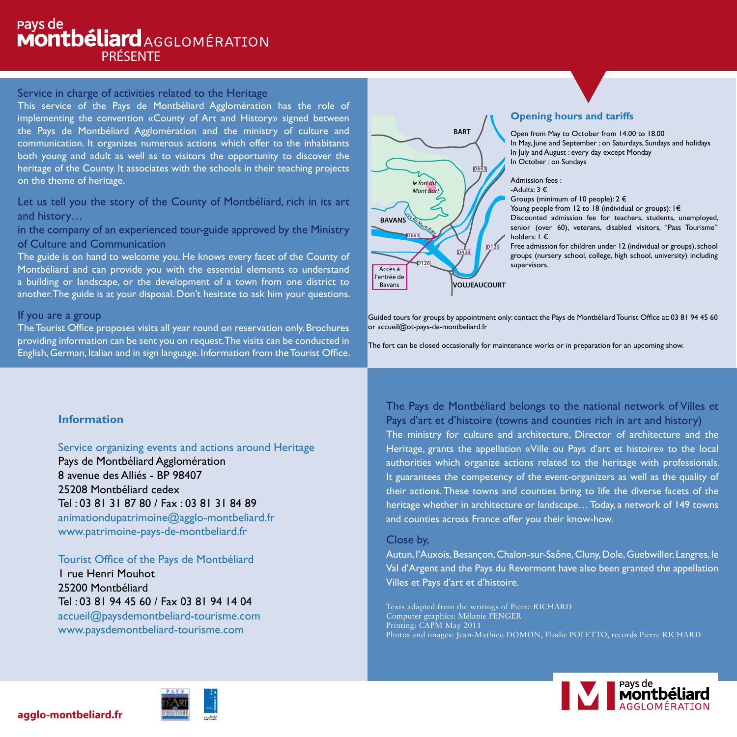Pays de Montbéliard AGGLOMÉRATION
PRÉSENTE

## Service in charge of activities related to the Heritage

This service of the Pays de Montbéliard Agglomération has the role of implementing the convention «County of Art and History» signed between the Pays de Montbéliard Agglomération and the ministry of culture and communication. It organizes numerous actions which offer to the inhabitants both young and adult as well as to visitors the opportunity to discover the heritage of the County. It associates with the schools in their teaching projects on the theme of heritage.

## Let us tell you the story of the County of Montbéliard, rich in its art and history…

## in the company of an experienced tour-guide approved by the Ministry of Culture and Communication

The guide is on hand to welcome you. He knows every facet of the County of Montbéliard and can provide you with the essential elements to understand a building or landscape, or the development of a town from one district to another. The guide is at your disposal. Don't hesitate to ask him your questions.

## If you are a group

The Tourist Office proposes visits all year round on reservation only. Brochures providing information can be sent you on request. The visits can be conducted in English, German, Italian and in sign language. Information from the Tourist Office.

BART
D663
le fort du Mont Bart
BAVANS
rue du Mont-Bart
D663
D438
D126
D126
Accès à l'entrée de Bavans
VOUJEAUCOURT

## Opening hours and tariffs

Open from May to October from 14.00 to 18.00
In May, June and September : on Saturdays, Sundays and holidays
In July and August : every day except Monday
In October : on Sundays

Admission fees :
-Adults: 3 €
Groups (minimum of 10 people): 2 €
Young people from 12 to 18 (individual or groups): 1€
Discounted admission fee for teachers, students, unemployed, senior (over 60), veterans, disabled visitors, "Pass Tourisme" holders: 1 €
Free admission for children under 12 (individual or groups), school groups (nursery school, college, high school, university) including supervisors.

Guided tours for groups by appointment only: contact the Pays de Montbéliard Tourist Office at: 03 81 94 45 60 or accueil@ot-pays-de-montbeliard.fr

The fort can be closed occasionally for maintenance works or in preparation for an upcoming show.

## Information

### Service organizing events and actions around Heritage

Pays de Montbéliard Agglomération
8 avenue des Alliés - BP 98407
25208 Montbéliard cedex
Tel : 03 81 31 87 80 / Fax : 03 81 31 84 89
animationdupatrimoine@agglo-montbeliard.fr
www.patrimoine-pays-de-montbeliard.fr

### Tourist Office of the Pays de Montbéliard

1 rue Henri Mouhot
25200 Montbéliard
Tel : 03 81 94 45 60 / Fax 03 81 94 14 04
accueil@paysdemontbeliard-tourisme.com
www.paysdemontbeliard-tourisme.com

## The Pays de Montbéliard belongs to the national network of Villes et Pays d'art et d'histoire (towns and counties rich in art and history)

The ministry for culture and architecture, Director of architecture and the Heritage, grants the appellation «Ville ou Pays d'art et histoire» to the local authorities which organize actions related to the heritage with professionals. It guarantees the competency of the event-organizers as well as the quality of their actions. These towns and counties bring to life the diverse facets of the heritage whether in architecture or landscape… Today, a network of 149 towns and counties across France offer you their know-how.

## Close by,

Autun, l'Auxois, Besançon, Chalon-sur-Saône, Cluny, Dole, Guebwiller, Langres, le Val d'Argent and the Pays du Revermont have also been granted the appellation Villes et Pays d'art et d'histoire.

Texts adapted from the writings of Pierre RICHARD
Computer graphics: Mélanie FENGER
Printing: CAPM May 2011
Photos and images: Jean-Mathieu DOMON, Elodie POLETTO, records Pierre RICHARD

**agglo-montbeliard.fr**

Pays de Montbéliard AGGLOMÉRATION